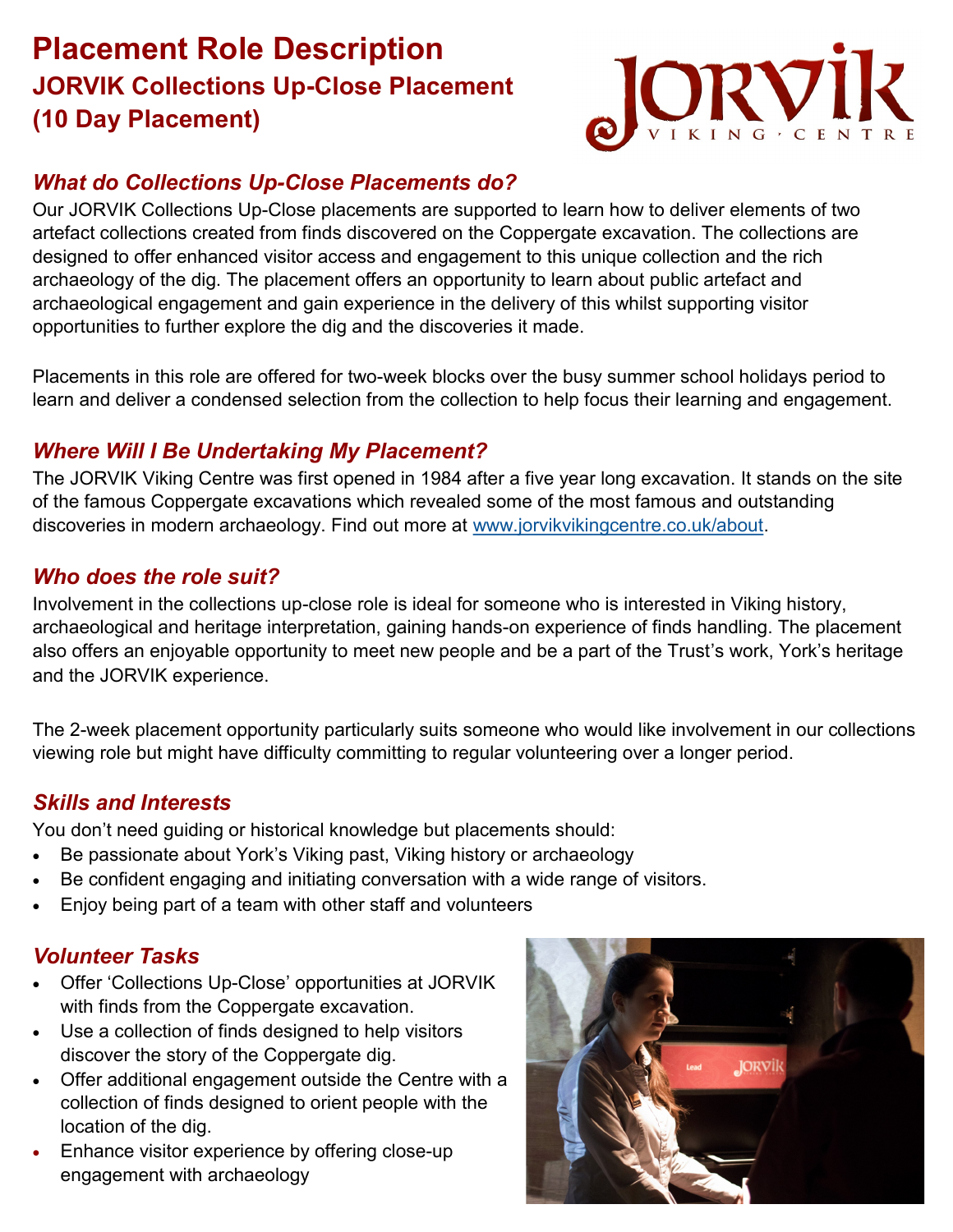# Placement Role Description

## JORVIK Collections Up-Close Placement (10 Day Placement)

### *What do Collections Up-Close Placements do?*

Our JORVIK Collections Up-Close placements are supported to learn how to deliver elements of two artefact collections created from finds discovered on the Coppergate excavation. The collections are designed to offer enhanced visitor access and engagement to this unique collection and the rich archaeology of the dig. The placement offers an opportunity to learn about public artefact and archaeological engagement and gain experience in the delivery of this whilst supporting visitor opportunities to further explore the dig and the discoveries it made.

Placements in this role are offered for two-week blocks over the busy summer school holidays period to learn and deliver a condensed selection from the collection to help focus their learning and engagement.

### *Where Will I Be Undertaking My Placement?*

The JORVIK Viking Centre was first opened in 1984 after a five year long excavation. It stands on the site of the famous Coppergate excavations which revealed some of the most famous and outstanding discoveries in modern archaeology. Find out more at [www.jorvikvikingcentre.co.uk/about](http://www.jorvikvikingcentre.co.uk/about).

### *Who does the role suit?*

Involvement in the collections up-close role is ideal for someone who is interested in Viking history, archaeological and heritage interpretation, gaining hands-on experience of finds handling. The placement also offers an enjoyable opportunity to meet new people and be a part of the Trust's work, York's heritage and the JORVIK experience.

The 2-week placement opportunity particularly suits someone who would like involvement in our collections viewing role but might have difficulty committing to regular volunteering over a longer period.

### *Skills and Interests*

You don't need guiding or historical knowledge but placements should:

- Be passionate about York's Viking past, Viking history or archaeology
- Be confident engaging and initiating conversation with a wide range of visitors.
- Enjoy being part of a team with other staff and volunteers

### *Volunteer Tasks*

- Offer 'Collections Up-Close' opportunities at JORVIK with finds from the Coppergate excavation.
- Use a collection of finds designed to help visitors discover the story of the Coppergate dig.
- Offer additional engagement outside the Centre with a collection of finds designed to orient people with the location of the dig.
- Enhance visitor experience by offering close-up engagement with archaeology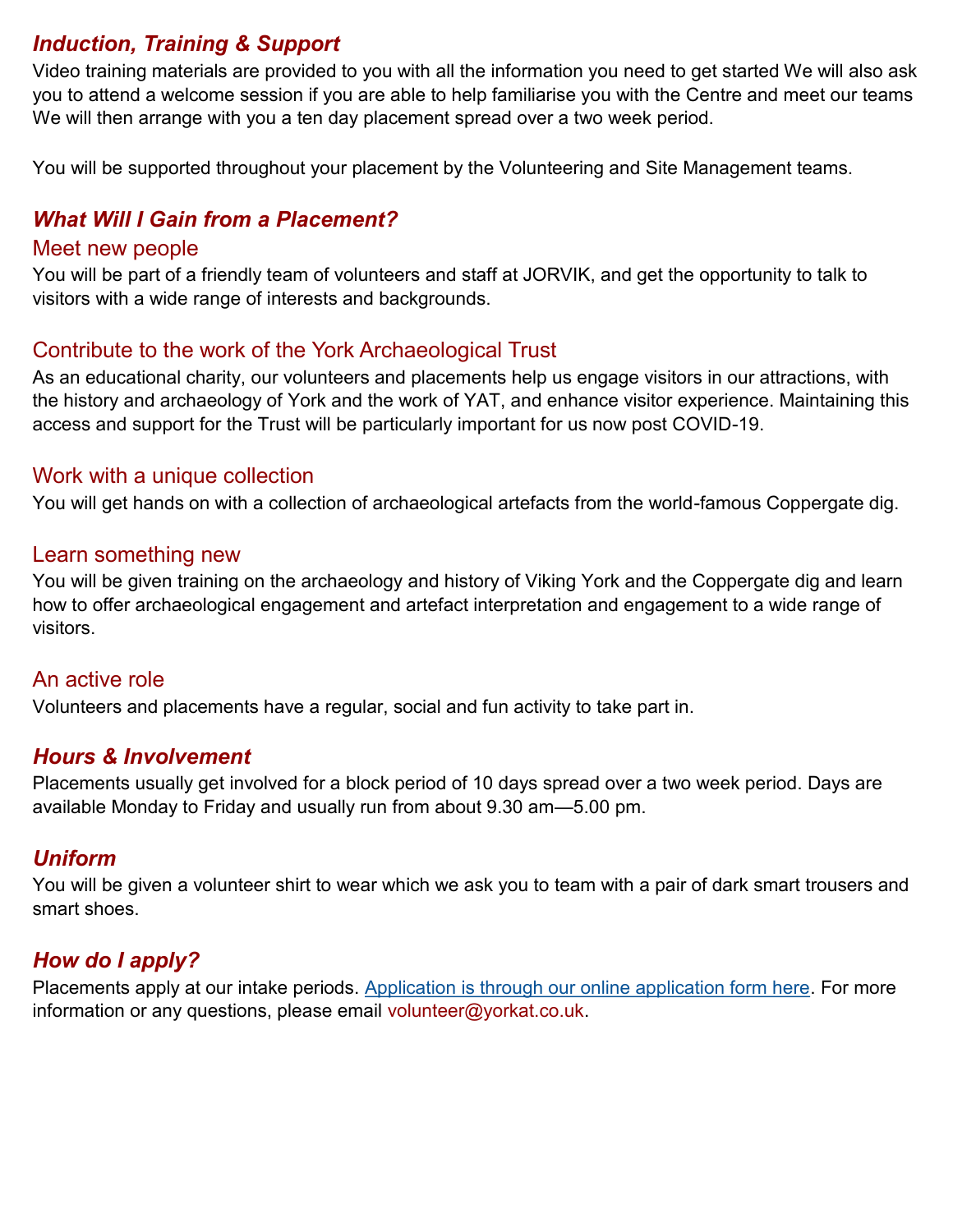## *Induction, Training & Support*

Video training materials are provided to you with all the information you need to get started We will also ask you to attend a welcome session if you are able to help familiarise you with the Centre and meet our teams We will then arrange with you a ten day placement spread over a two week period.

You will be supported throughout your placement by the Volunteering and Site Management teams.

## *What Will I Gain from a Placement?*

### Meet new people

You will be part of a friendly team of volunteers and staff at JORVIK, and get the opportunity to talk to visitors with a wide range of interests and backgrounds.

### Contribute to the work of the York Archaeological Trust

As an educational charity, our volunteers and placements help us engage visitors in our attractions, with the history and archaeology of York and the work of YAT, and enhance visitor experience. Maintaining this access and support for the Trust will be particularly important for us now post COVID-19.

### Work with a unique collection

You will get hands on with a collection of archaeological artefacts from the world-famous Coppergate dig.

### Learn something new

You will be given training on the archaeology and history of Viking York and the Coppergate dig and learn how to offer archaeological engagement and artefact interpretation and engagement to a wide range of visitors.

### An active role

Volunteers and placements have a regular, social and fun activity to take part in.

## *Hours & Involvement*

Placements usually get involved for a block period of 10 days spread over a two week period. Days are available Monday to Friday and usually run from about 9.30 am—5.00 pm.

## *Uniform*

You will be given a volunteer shirt to wear which we ask you to team with a pair of dark smart trousers and smart shoes.

## *How do I apply?*

Placements apply at our intake periods. Application is through our online application form here. For more information or any questions, please email volunteer@yorkat.co.uk.